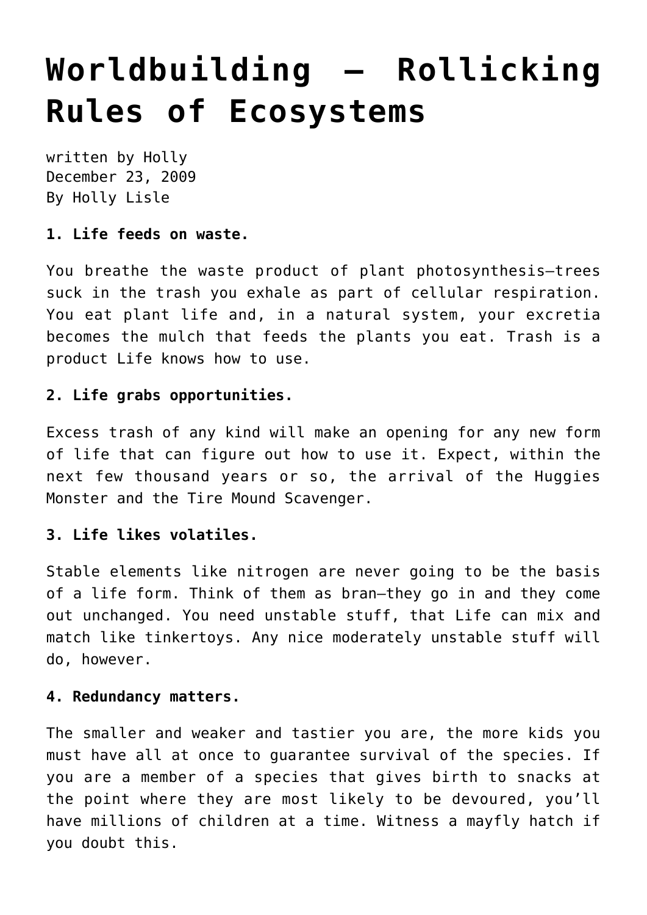# Worldbuilding — Rollicking Rules of Ecosystems

written by Holly
December 23, 2009
By Holly Lisle

**1. Life feeds on waste.**

You breathe the waste product of plant photosynthesis—trees suck in the trash you exhale as part of cellular respiration. You eat plant life and, in a natural system, your excretia becomes the mulch that feeds the plants you eat. Trash is a product Life knows how to use.

**2. Life grabs opportunities.**

Excess trash of any kind will make an opening for any new form of life that can figure out how to use it. Expect, within the next few thousand years or so, the arrival of the Huggies Monster and the Tire Mound Scavenger.

**3. Life likes volatiles.**

Stable elements like nitrogen are never going to be the basis of a life form. Think of them as bran—they go in and they come out unchanged. You need unstable stuff, that Life can mix and match like tinkertoys. Any nice moderately unstable stuff will do, however.

**4. Redundancy matters.**

The smaller and weaker and tastier you are, the more kids you must have all at once to guarantee survival of the species. If you are a member of a species that gives birth to snacks at the point where they are most likely to be devoured, you'll have millions of children at a time. Witness a mayfly hatch if you doubt this.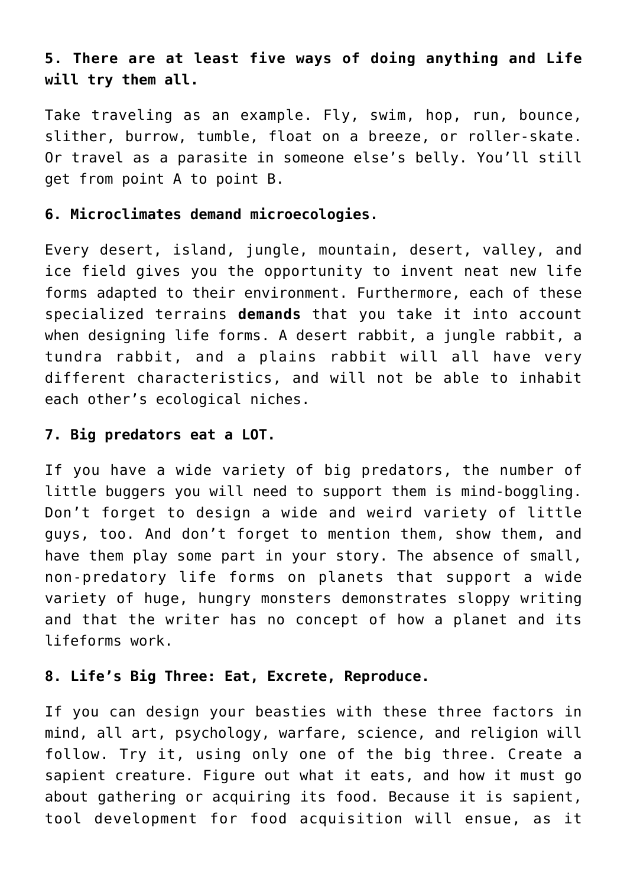**5. There are at least five ways of doing anything and Life will try them all.**

Take traveling as an example. Fly, swim, hop, run, bounce, slither, burrow, tumble, float on a breeze, or roller-skate. Or travel as a parasite in someone else's belly. You'll still get from point A to point B.

**6. Microclimates demand microecologies.**

Every desert, island, jungle, mountain, desert, valley, and ice field gives you the opportunity to invent neat new life forms adapted to their environment. Furthermore, each of these specialized terrains **demands** that you take it into account when designing life forms. A desert rabbit, a jungle rabbit, a tundra rabbit, and a plains rabbit will all have very different characteristics, and will not be able to inhabit each other's ecological niches.

**7. Big predators eat a LOT.**

If you have a wide variety of big predators, the number of little buggers you will need to support them is mind-boggling. Don't forget to design a wide and weird variety of little guys, too. And don't forget to mention them, show them, and have them play some part in your story. The absence of small, non-predatory life forms on planets that support a wide variety of huge, hungry monsters demonstrates sloppy writing and that the writer has no concept of how a planet and its lifeforms work.

**8. Life's Big Three: Eat, Excrete, Reproduce.**

If you can design your beasties with these three factors in mind, all art, psychology, warfare, science, and religion will follow. Try it, using only one of the big three. Create a sapient creature. Figure out what it eats, and how it must go about gathering or acquiring its food. Because it is sapient, tool development for food acquisition will ensue, as it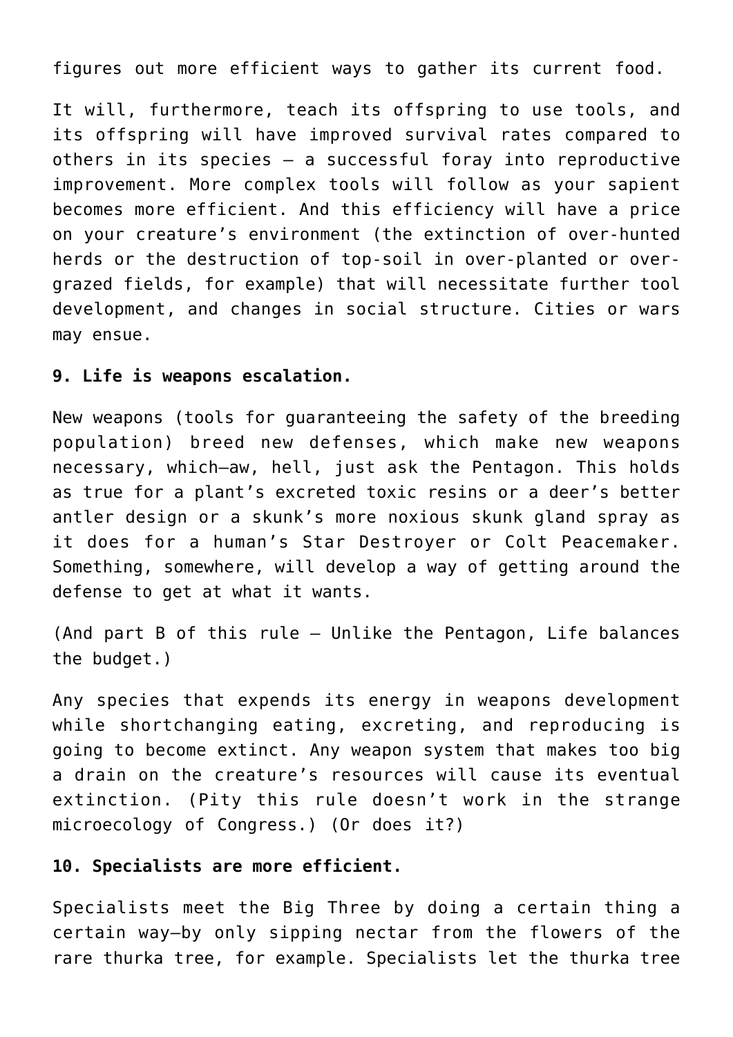figures out more efficient ways to gather its current food.

It will, furthermore, teach its offspring to use tools, and its offspring will have improved survival rates compared to others in its species — a successful foray into reproductive improvement. More complex tools will follow as your sapient becomes more efficient. And this efficiency will have a price on your creature's environment (the extinction of over-hunted herds or the destruction of top-soil in over-planted or over-grazed fields, for example) that will necessitate further tool development, and changes in social structure. Cities or wars may ensue.

**9. Life is weapons escalation.**

New weapons (tools for guaranteeing the safety of the breeding population) breed new defenses, which make new weapons necessary, which—aw, hell, just ask the Pentagon. This holds as true for a plant's excreted toxic resins or a deer's better antler design or a skunk's more noxious skunk gland spray as it does for a human's Star Destroyer or Colt Peacemaker. Something, somewhere, will develop a way of getting around the defense to get at what it wants.

(And part B of this rule — Unlike the Pentagon, Life balances the budget.)

Any species that expends its energy in weapons development while shortchanging eating, excreting, and reproducing is going to become extinct. Any weapon system that makes too big a drain on the creature's resources will cause its eventual extinction. (Pity this rule doesn't work in the strange microecology of Congress.) (Or does it?)

**10. Specialists are more efficient.**

Specialists meet the Big Three by doing a certain thing a certain way—by only sipping nectar from the flowers of the rare thurka tree, for example. Specialists let the thurka tree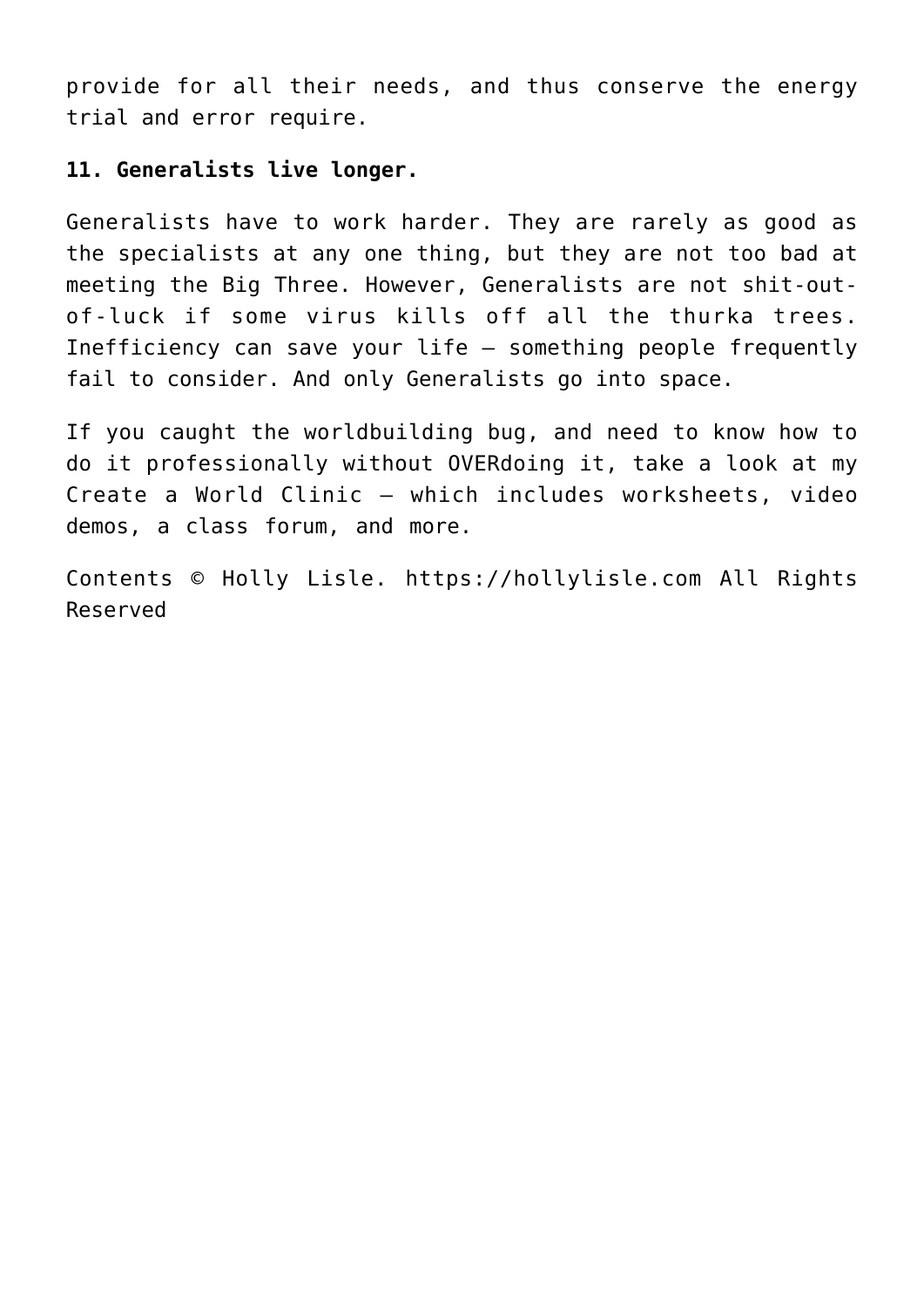provide for all their needs, and thus conserve the energy trial and error require.

**11. Generalists live longer.**

Generalists have to work harder. They are rarely as good as the specialists at any one thing, but they are not too bad at meeting the Big Three. However, Generalists are not shit-out-of-luck if some virus kills off all the thurka trees. Inefficiency can save your life — something people frequently fail to consider. And only Generalists go into space.

If you caught the worldbuilding bug, and need to know how to do it professionally without OVERdoing it, take a look at my Create a World Clinic — which includes worksheets, video demos, a class forum, and more.

Contents © Holly Lisle. https://hollylisle.com All Rights Reserved